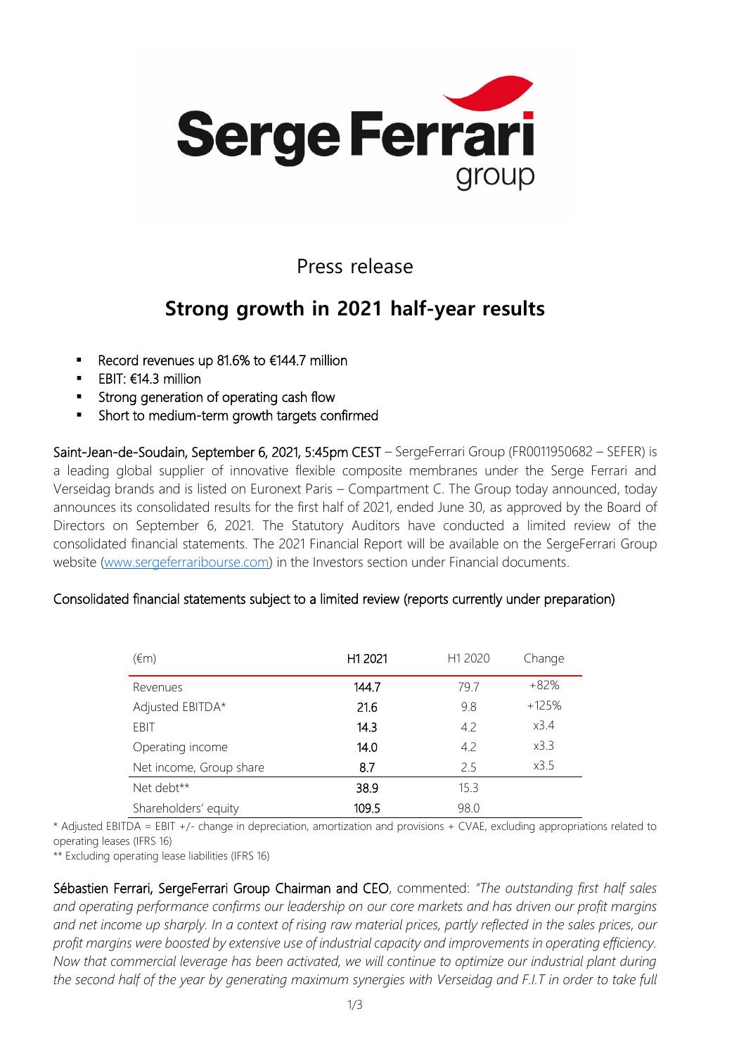# Press release

## Strong growth in 2021 half-year results

- Record revenues up 81.6% to €144.7 million
- EBIT: €14.3 million
- Strong generation of operating cash flow
- Short to medium-term growth targets confirmed

Saint-Jean-de-Soudain, September 6, 2021, 5:45pm CEST – SergeFerrari Group (FR0011950682 – SEFER) is a leading global supplier of innovative flexible composite membranes under the Serge Ferrari and Verseidag brands and is listed on Euronext Paris – Compartment C. The Group today announced, today announces its consolidated results for the first half of 2021, ended June 30, as approved by the Board of Directors on September 6, 2021. The Statutory Auditors have conducted a limited review of the consolidated financial statements. The 2021 Financial Report will be available on the SergeFerrari Group website (www.sergeferraribourse.com) in the Investors section under Financial documents.

Consolidated financial statements subject to a limited review (reports currently under preparation)

| (€m) | H1 2021 | H1 2020 | Change |
|---|---|---|---|
| Revenues | 144.7 | 79.7 | +82% |
| Adjusted EBITDA* | 21.6 | 9.8 | +125% |
| EBIT | 14.3 | 4.2 | x3.4 |
| Operating income | 14.0 | 4.2 | x3.3 |
| Net income, Group share | 8.7 | 2.5 | x3.5 |
| Net debt** | 38.9 | 15.3 | |
| Shareholders' equity | 109.5 | 98.0 | |

\* Adjusted EBITDA = EBIT +/- change in depreciation, amortization and provisions + CVAE, excluding appropriations related to operating leases (IFRS 16)

\** Excluding operating lease liabilities (IFRS 16)

Sébastien Ferrari, SergeFerrari Group Chairman and CEO, commented: *"The outstanding first half sales and operating performance confirms our leadership on our core markets and has driven our profit margins and net income up sharply. In a context of rising raw material prices, partly reflected in the sales prices, our profit margins were boosted by extensive use of industrial capacity and improvements in operating efficiency. Now that commercial leverage has been activated, we will continue to optimize our industrial plant during the second half of the year by generating maximum synergies with Verseidag and F.I.T in order to take full*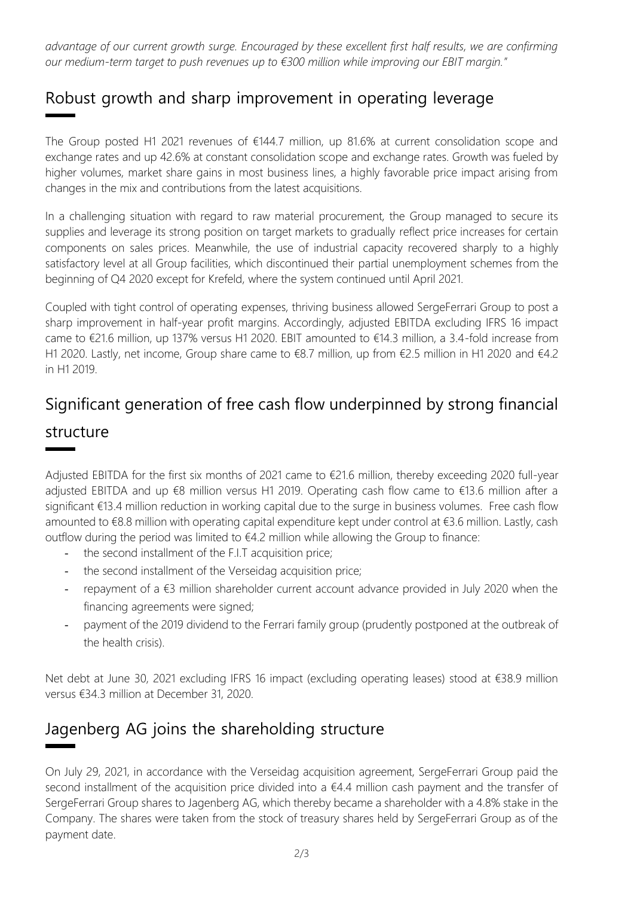*advantage of our current growth surge. Encouraged by these excellent first half results, we are confirming our medium-term target to push revenues up to €300 million while improving our EBIT margin."*

## Robust growth and sharp improvement in operating leverage

The Group posted H1 2021 revenues of €144.7 million, up 81.6% at current consolidation scope and exchange rates and up 42.6% at constant consolidation scope and exchange rates. Growth was fueled by higher volumes, market share gains in most business lines, a highly favorable price impact arising from changes in the mix and contributions from the latest acquisitions.

In a challenging situation with regard to raw material procurement, the Group managed to secure its supplies and leverage its strong position on target markets to gradually reflect price increases for certain components on sales prices. Meanwhile, the use of industrial capacity recovered sharply to a highly satisfactory level at all Group facilities, which discontinued their partial unemployment schemes from the beginning of Q4 2020 except for Krefeld, where the system continued until April 2021.

Coupled with tight control of operating expenses, thriving business allowed SergeFerrari Group to post a sharp improvement in half-year profit margins. Accordingly, adjusted EBITDA excluding IFRS 16 impact came to €21.6 million, up 137% versus H1 2020. EBIT amounted to €14.3 million, a 3.4-fold increase from H1 2020. Lastly, net income, Group share came to €8.7 million, up from €2.5 million in H1 2020 and €4.2 in H1 2019.

## Significant generation of free cash flow underpinned by strong financial structure

Adjusted EBITDA for the first six months of 2021 came to €21.6 million, thereby exceeding 2020 full-year adjusted EBITDA and up €8 million versus H1 2019. Operating cash flow came to €13.6 million after a significant €13.4 million reduction in working capital due to the surge in business volumes. Free cash flow amounted to €8.8 million with operating capital expenditure kept under control at €3.6 million. Lastly, cash outflow during the period was limited to €4.2 million while allowing the Group to finance:

- the second installment of the F.I.T acquisition price;
- the second installment of the Verseidag acquisition price;
- repayment of a €3 million shareholder current account advance provided in July 2020 when the financing agreements were signed;
- payment of the 2019 dividend to the Ferrari family group (prudently postponed at the outbreak of the health crisis).

Net debt at June 30, 2021 excluding IFRS 16 impact (excluding operating leases) stood at €38.9 million versus €34.3 million at December 31, 2020.

## Jagenberg AG joins the shareholding structure

On July 29, 2021, in accordance with the Verseidag acquisition agreement, SergeFerrari Group paid the second installment of the acquisition price divided into a €4.4 million cash payment and the transfer of SergeFerrari Group shares to Jagenberg AG, which thereby became a shareholder with a 4.8% stake in the Company. The shares were taken from the stock of treasury shares held by SergeFerrari Group as of the payment date.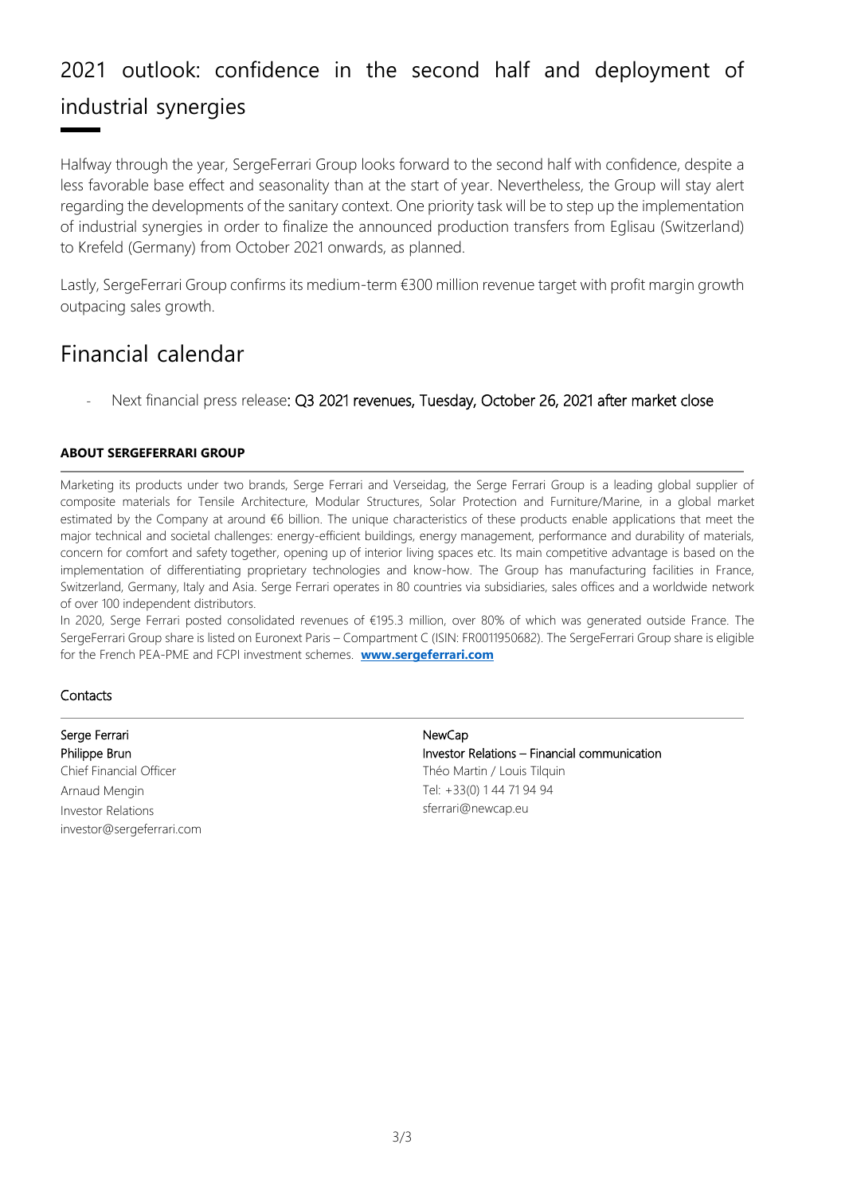## 2021 outlook: confidence in the second half and deployment of industrial synergies

Halfway through the year, SergeFerrari Group looks forward to the second half with confidence, despite a less favorable base effect and seasonality than at the start of year. Nevertheless, the Group will stay alert regarding the developments of the sanitary context. One priority task will be to step up the implementation of industrial synergies in order to finalize the announced production transfers from Eglisau (Switzerland) to Krefeld (Germany) from October 2021 onwards, as planned.

Lastly, SergeFerrari Group confirms its medium-term €300 million revenue target with profit margin growth outpacing sales growth.

## Financial calendar

- Next financial press release: Q3 2021 revenues, Tuesday, October 26, 2021 after market close

**ABOUT SERGEFERRARI GROUP**

Marketing its products under two brands, Serge Ferrari and Verseidag, the Serge Ferrari Group is a leading global supplier of composite materials for Tensile Architecture, Modular Structures, Solar Protection and Furniture/Marine, in a global market estimated by the Company at around €6 billion. The unique characteristics of these products enable applications that meet the major technical and societal challenges: energy-efficient buildings, energy management, performance and durability of materials, concern for comfort and safety together, opening up of interior living spaces etc. Its main competitive advantage is based on the implementation of differentiating proprietary technologies and know-how. The Group has manufacturing facilities in France, Switzerland, Germany, Italy and Asia. Serge Ferrari operates in 80 countries via subsidiaries, sales offices and a worldwide network of over 100 independent distributors.

In 2020, Serge Ferrari posted consolidated revenues of €195.3 million, over 80% of which was generated outside France. The SergeFerrari Group share is listed on Euronext Paris – Compartment C (ISIN: FR0011950682). The SergeFerrari Group share is eligible for the French PEA-PME and FCPI investment schemes. **www.sergeferrari.com**

Contacts

Serge Ferrari
Philippe Brun
Chief Financial Officer
Arnaud Mengin
Investor Relations
investor@sergeferrari.com

NewCap
Investor Relations – Financial communication
Théo Martin / Louis Tilquin
Tel: +33(0) 1 44 71 94 94
sferrari@newcap.eu